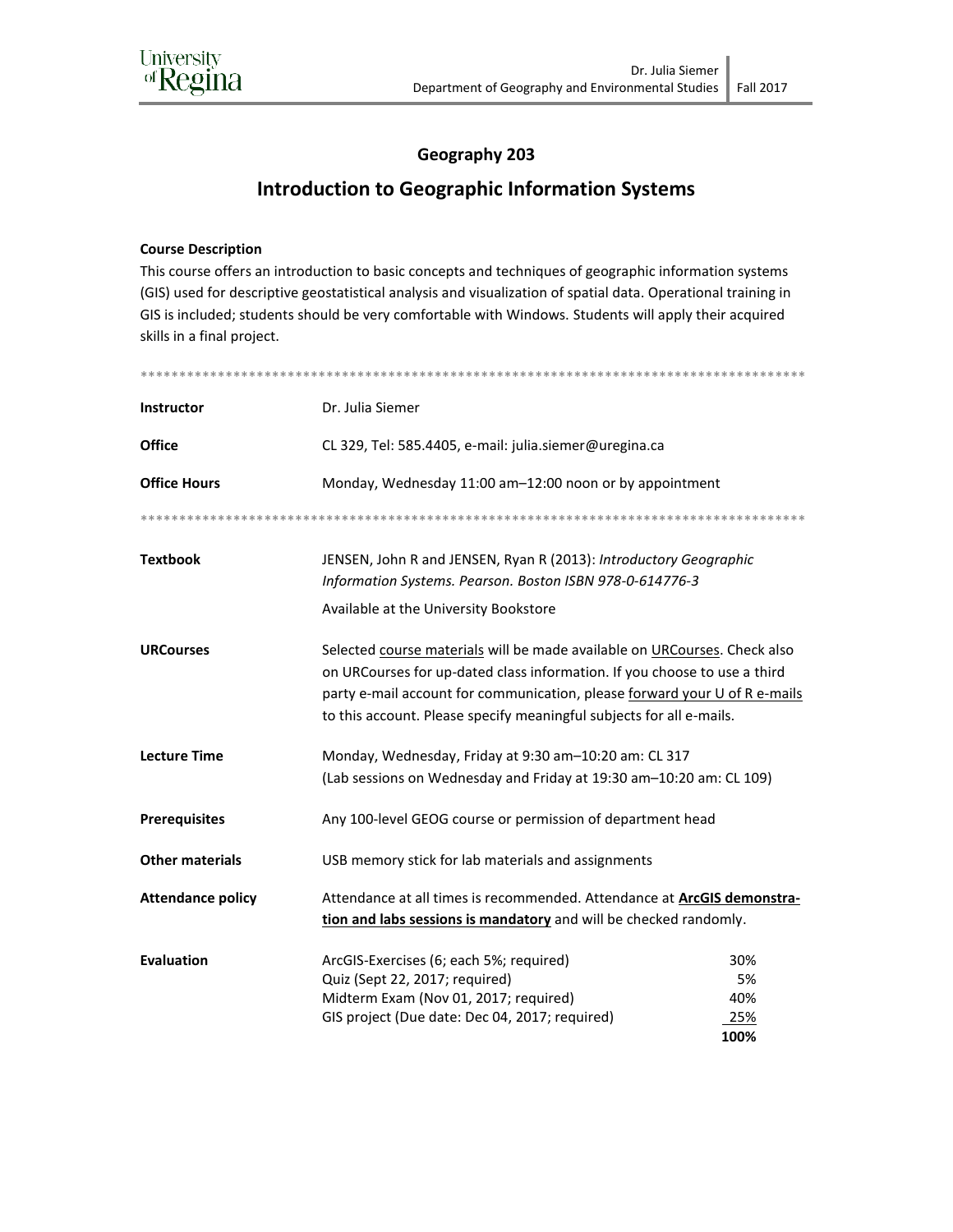University of Regina

Dr. Julia Siemer
Department of Geography and Environmental Studies | Fall 2017

## Geography 203

# Introduction to Geographic Information Systems

**Course Description**

This course offers an introduction to basic concepts and techniques of geographic information systems (GIS) used for descriptive geostatistical analysis and visualization of spatial data. Operational training in GIS is included; students should be very comfortable with Windows. Students will apply their acquired skills in a final project.

*******************************************************************************************

| | |
|---|---|
| **Instructor** | Dr. Julia Siemer |
| **Office** | CL 329, Tel: 585.4405, e-mail: julia.siemer@uregina.ca |
| **Office Hours** | Monday, Wednesday 11:00 am–12:00 noon or by appointment |

*******************************************************************************************

| | |
|---|---|
| **Textbook** | JENSEN, John R and JENSEN, Ryan R (2013): *Introductory Geographic Information Systems. Pearson. Boston ISBN 978-0-614776-3*<br>Available at the University Bookstore |
| **URCourses** | Selected <u>course materials</u> will be made available on <u>URCourses</u>. Check also on URCourses for up-dated class information. If you choose to use a third party e-mail account for communication, please <u>forward your U of R e-mails</u> to this account. Please specify meaningful subjects for all e-mails. |
| **Lecture Time** | Monday, Wednesday, Friday at 9:30 am–10:20 am: CL 317<br>(Lab sessions on Wednesday and Friday at 19:30 am–10:20 am: CL 109) |
| **Prerequisites** | Any 100-level GEOG course or permission of department head |
| **Other materials** | USB memory stick for lab materials and assignments |
| **Attendance policy** | Attendance at all times is recommended. Attendance at **<u>ArcGIS demonstration and labs sessions is mandatory</u>** and will be checked randomly. |

**Evaluation**

| | |
|---|---|
| ArcGIS-Exercises (6; each 5%; required) | 30% |
| Quiz (Sept 22, 2017; required) | 5% |
| Midterm Exam (Nov 01, 2017; required) | 40% |
| GIS project (Due date: Dec 04, 2017; required) | 25% |
| | **100%** |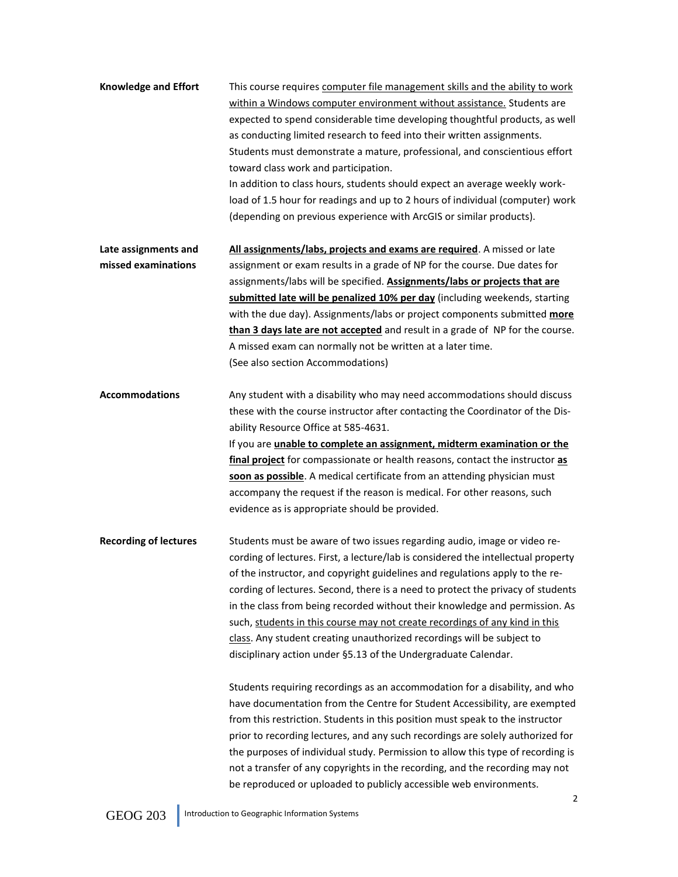**Knowledge and Effort**

This course requires <u>computer file management skills and the ability to work within a Windows computer environment without assistance.</u> Students are expected to spend considerable time developing thoughtful products, as well as conducting limited research to feed into their written assignments. Students must demonstrate a mature, professional, and conscientious effort toward class work and participation.

In addition to class hours, students should expect an average weekly workload of 1.5 hour for readings and up to 2 hours of individual (computer) work (depending on previous experience with ArcGIS or similar products).

**Late assignments and missed examinations**

<u>**All assignments/labs, projects and exams are required**</u>. A missed or late assignment or exam results in a grade of NP for the course. Due dates for assignments/labs will be specified. <u>**Assignments/labs or projects that are submitted late will be penalized 10% per day**</u> (including weekends, starting with the due day). Assignments/labs or project components submitted <u>**more than 3 days late are not accepted**</u> and result in a grade of NP for the course. A missed exam can normally not be written at a later time.

(See also section Accommodations)

**Accommodations**

Any student with a disability who may need accommodations should discuss these with the course instructor after contacting the Coordinator of the Disability Resource Office at 585-4631.

If you are <u>**unable to complete an assignment, midterm examination or the final project**</u> for compassionate or health reasons, contact the instructor <u>**as soon as possible**</u>. A medical certificate from an attending physician must accompany the request if the reason is medical. For other reasons, such evidence as is appropriate should be provided.

**Recording of lectures**

Students must be aware of two issues regarding audio, image or video recording of lectures. First, a lecture/lab is considered the intellectual property of the instructor, and copyright guidelines and regulations apply to the recording of lectures. Second, there is a need to protect the privacy of students in the class from being recorded without their knowledge and permission. As such, <u>students in this course may not create recordings of any kind in this class</u>. Any student creating unauthorized recordings will be subject to disciplinary action under §5.13 of the Undergraduate Calendar.

Students requiring recordings as an accommodation for a disability, and who have documentation from the Centre for Student Accessibility, are exempted from this restriction. Students in this position must speak to the instructor prior to recording lectures, and any such recordings are solely authorized for the purposes of individual study. Permission to allow this type of recording is not a transfer of any copyrights in the recording, and the recording may not be reproduced or uploaded to publicly accessible web environments.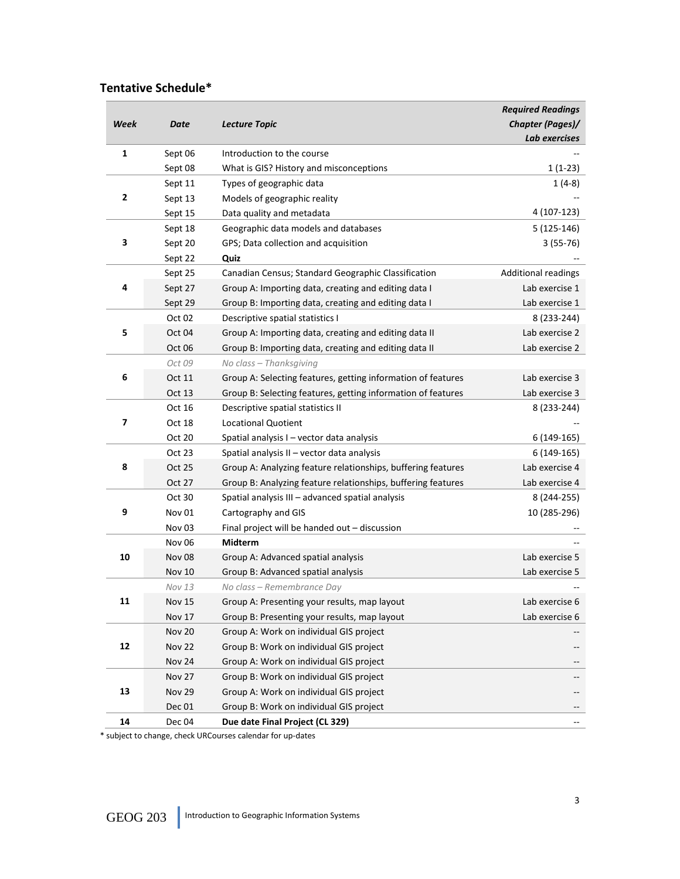## Tentative Schedule*

| Week | Date | Lecture Topic | Required Readings Chapter (Pages)/ Lab exercises |
|---|---|---|---|
| 1 | Sept 06 | Introduction to the course | -- |
| | Sept 08 | What is GIS? History and misconceptions | 1 (1-23) |
| 2 | Sept 11 | Types of geographic data | 1 (4-8) |
| | Sept 13 | Models of geographic reality | -- |
| | Sept 15 | Data quality and metadata | 4 (107-123) |
| 3 | Sept 18 | Geographic data models and databases | 5 (125-146) |
| | Sept 20 | GPS; Data collection and acquisition | 3 (55-76) |
| | Sept 22 | **Quiz** | -- |
| 4 | Sept 25 | Canadian Census; Standard Geographic Classification | Additional readings |
| | Sept 27 | Group A: Importing data, creating and editing data I | Lab exercise 1 |
| | Sept 29 | Group B: Importing data, creating and editing data I | Lab exercise 1 |
| 5 | Oct 02 | Descriptive spatial statistics I | 8 (233-244) |
| | Oct 04 | Group A: Importing data, creating and editing data II | Lab exercise 2 |
| | Oct 06 | Group B: Importing data, creating and editing data II | Lab exercise 2 |
| 6 | *Oct 09* | *No class – Thanksgiving* | |
| | Oct 11 | Group A: Selecting features, getting information of features | Lab exercise 3 |
| | Oct 13 | Group B: Selecting features, getting information of features | Lab exercise 3 |
| 7 | Oct 16 | Descriptive spatial statistics II | 8 (233-244) |
| | Oct 18 | Locational Quotient | -- |
| | Oct 20 | Spatial analysis I – vector data analysis | 6 (149-165) |
| 8 | Oct 23 | Spatial analysis II – vector data analysis | 6 (149-165) |
| | Oct 25 | Group A: Analyzing feature relationships, buffering features | Lab exercise 4 |
| | Oct 27 | Group B: Analyzing feature relationships, buffering features | Lab exercise 4 |
| 9 | Oct 30 | Spatial analysis III – advanced spatial analysis | 8 (244-255) |
| | Nov 01 | Cartography and GIS | 10 (285-296) |
| | Nov 03 | Final project will be handed out – discussion | -- |
| 10 | Nov 06 | **Midterm** | -- |
| | Nov 08 | Group A: Advanced spatial analysis | Lab exercise 5 |
| | Nov 10 | Group B: Advanced spatial analysis | Lab exercise 5 |
| 11 | *Nov 13* | *No class – Remembrance Day* | -- |
| | Nov 15 | Group A: Presenting your results, map layout | Lab exercise 6 |
| | Nov 17 | Group B: Presenting your results, map layout | Lab exercise 6 |
| 12 | Nov 20 | Group A: Work on individual GIS project | -- |
| | Nov 22 | Group B: Work on individual GIS project | -- |
| | Nov 24 | Group A: Work on individual GIS project | -- |
| 13 | Nov 27 | Group B: Work on individual GIS project | -- |
| | Nov 29 | Group A: Work on individual GIS project | -- |
| | Dec 01 | Group B: Work on individual GIS project | -- |
| 14 | Dec 04 | **Due date Final Project (CL 329)** | -- |

* subject to change, check URCourses calendar for up-dates